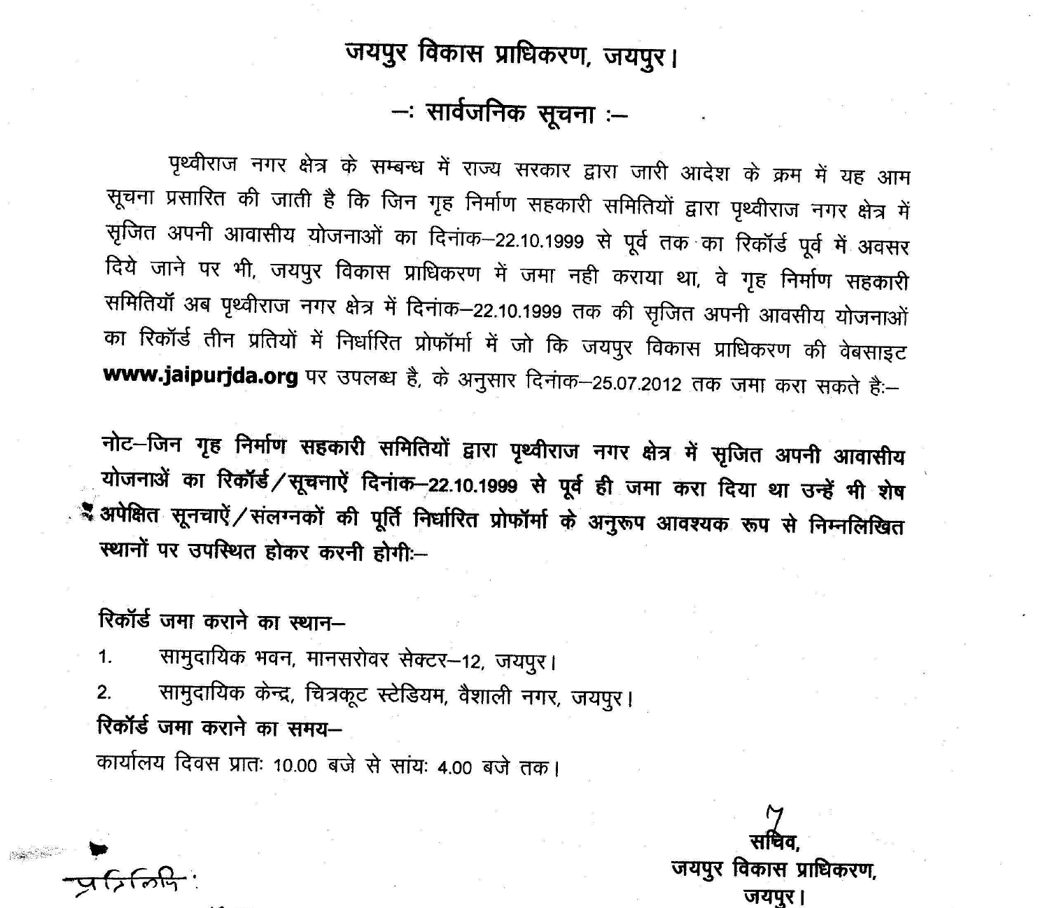# जयपुर विकास प्राधिकरण, जयपुर।

## –: सार्वजनिक सूचना :–

पृथ्वीराज नगर क्षेत्र के सम्बन्ध में राज्य सरकार द्वारा जारी आदेश के क्रम में यह आम सूचना प्रसारित की जाती है कि जिन गृह निर्माण सहकारी समितियों द्वारा पृथ्वीराज नगर क्षेत्र में सृजित अपनी आवासीय योजनाओं का दिनांक–22.10.1999 से पूर्व तक का रिकॉर्ड पूर्व में अवसर दिये जाने पर भी, जयपुर विकास प्राधिकरण में जमा नही कराया था, वे गृह निर्माण सहकारी समितियाँ अब पृथ्वीराज नगर क्षेत्र में दिनांक–22.10.1999 तक की सृजित अपनी आवसीय योजनाओं का रिकॉर्ड तीन प्रतियों में निर्धारित प्रोफॉर्मा में जो कि जयपुर विकास प्राधिकरण की वेबसाइट **www.jaipurjda.org** पर उपलब्ध है, के अनुसार दिनांक–25.07.2012 तक जमा करा सकते है:–

**नोट–जिन गृह निर्माण सहकारी समितियों द्वारा पृथ्वीराज नगर क्षेत्र में सृजित अपनी आवासीय योजनाअें का रिकॉर्ड/सूचनाऐं दिनांक–22.10.1999 से पूर्व ही जमा करा दिया था उन्हें भी शेष अपेक्षित सूनचाऐं/संलग्नकों की पूर्ति निर्धारित प्रोफॉर्मा के अनुरूप आवश्यक रूप से निम्नलिखित स्थानों पर उपस्थित होकर करनी होगी:–**

**रिकॉर्ड जमा कराने का स्थान–**

1. सामुदायिक भवन, मानसरोवर सेक्टर–12, जयपुर।
2. सामुदायिक केन्द्र, चित्रकूट स्टेडियम, वैशाली नगर, जयपुर।

**रिकॉर्ड जमा कराने का समय–**

कार्यालय दिवस प्रातः 10.00 बजे से सांयः 4.00 बजे तक।

**सचिव,**
**जयपुर विकास प्राधिकरण,**
**जयपुर।**

प्रतिलिपि :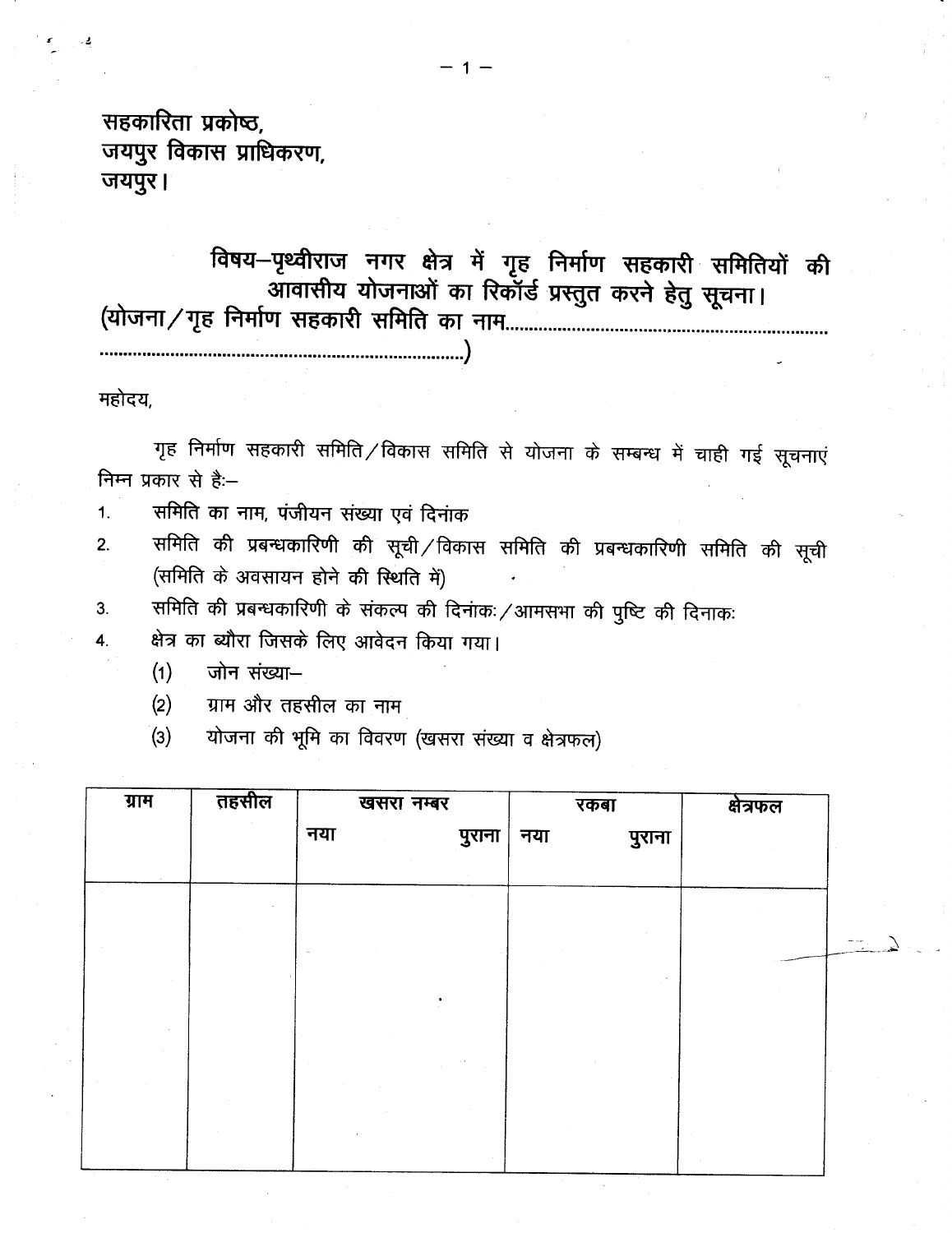सहकारिता प्रकोष्ठ,
जयपुर विकास प्राधिकरण,
जयपुर।

**विषय–पृथ्वीराज नगर क्षेत्र में गृह निर्माण सहकारी समितियों की आवासीय योजनाओं का रिकॉर्ड प्रस्तुत करने हेतु सूचना।**
**(योजना/गृह निर्माण सहकारी समिति का नाम.......................................................................................................................................)**

महोदय,

गृह निर्माण सहकारी समिति/विकास समिति से योजना के सम्बन्ध में चाही गई सूचनाएं निम्न प्रकार से है:–

1. समिति का नाम, पंजीयन संख्या एवं दिनांक
2. समिति की प्रबन्धकारिणी की सूची/विकास समिति की प्रबन्धकारिणी समिति की सूची (समिति के अवसायन होने की स्थिति में)
3. समिति की प्रबन्धकारिणी के संकल्प की दिनांक:/आमसभा की पुष्टि की दिनाक:
4. क्षेत्र का ब्यौरा जिसके लिए आवेदन किया गया।
   (1) जोन संख्या–
   (2) ग्राम और तहसील का नाम
   (3) योजना की भूमि का विवरण (खसरा संख्या व क्षेत्रफल)

| ग्राम | तहसील | खसरा नम्बर | | रकबा | | क्षेत्रफल |
|---|---|---|---|---|---|---|
| | | नया | पुराना | नया | पुराना | |
| | | | | | | |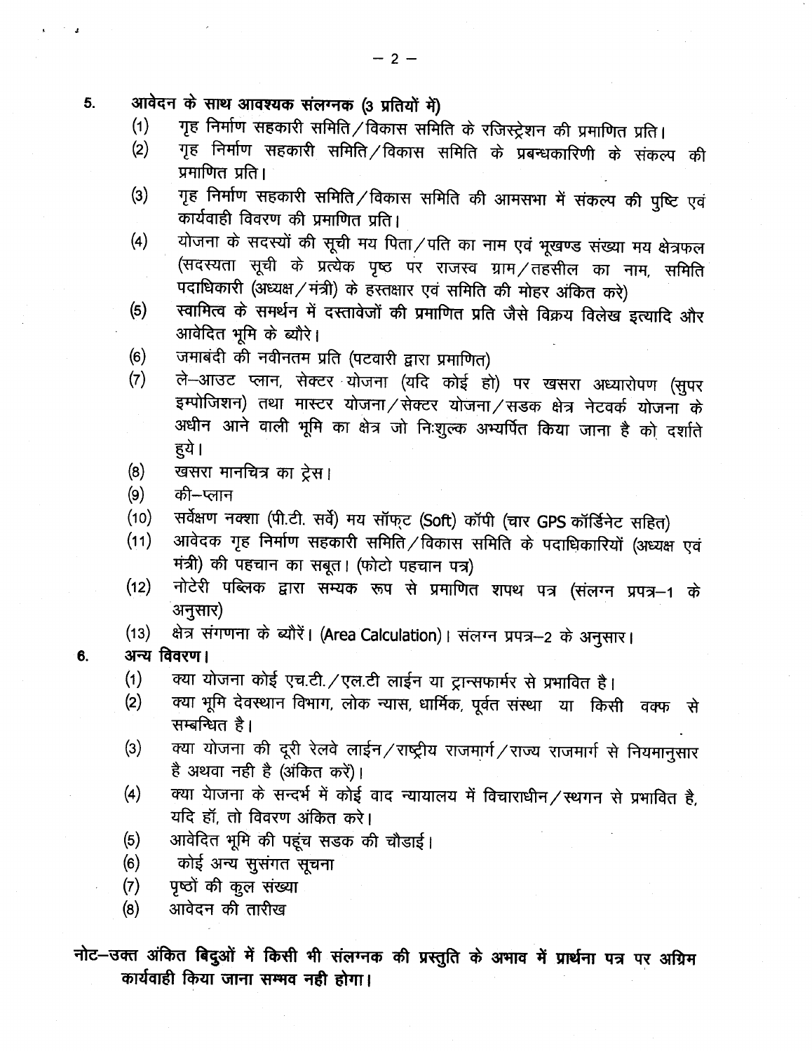5. **आवेदन के साथ आवश्यक संलग्नक (3 प्रतियों में)**
   (1) गृह निर्माण सहकारी समिति/विकास समिति के रजिस्ट्रेशन की प्रमाणित प्रति।
   (2) गृह निर्माण सहकारी समिति/विकास समिति के प्रबन्धकारिणी के संकल्प की प्रमाणित प्रति।
   (3) गृह निर्माण सहकारी समिति/विकास समिति की आमसभा में संकल्प की पुष्टि एवं कार्यवाही विवरण की प्रमाणित प्रति।
   (4) योजना के सदस्यों की सूची मय पिता/पति का नाम एवं भूखण्ड संख्या मय क्षेत्रफल (सदस्यता सूची के प्रत्येक पृष्ठ पर राजस्व ग्राम/तहसील का नाम, समिति पदाधिकारी (अध्यक्ष/मंत्री) के हस्तक्षार एवं समिति की मोहर अंकित करे)
   (5) स्वामित्व के समर्थन में दस्तावेजों की प्रमाणित प्रति जैसे विक्रय विलेख इत्यादि और आवेदित भूमि के ब्यौरे।
   (6) जमाबंदी की नवीनतम प्रति (पटवारी द्वारा प्रमाणित)
   (7) ले-आउट प्लान, सेक्टर योजना (यदि कोई हो) पर खसरा अध्यारोपण (सुपर इम्पोजिशन) तथा मास्टर योजना/सेक्टर योजना/सडक क्षेत्र नेटवर्क योजना के अधीन आने वाली भूमि का क्षेत्र जो निःशुल्क अभ्यर्पित किया जाना है को दर्शाते हुये।
   (8) खसरा मानचित्र का ट्रेस।
   (9) की-प्लान
   (10) सर्वेक्षण नक्शा (पी.टी. सर्वे) मय सॉफ्ट (Soft) कॉपी (चार GPS कॉर्डिनेट सहित)
   (11) आवेदक गृह निर्माण सहकारी समिति/विकास समिति के पदाधिकारियों (अध्यक्ष एवं मंत्री) की पहचान का सबूत। (फोटो पहचान पत्र)
   (12) नोटेरी पब्लिक द्वारा सम्यक रूप से प्रमाणित शपथ पत्र (संलग्न प्रपत्र-1 के अनुसार)
   (13) क्षेत्र संगणना के ब्यौरें। (Area Calculation)। संलग्न प्रपत्र-2 के अनुसार।

6. **अन्य विवरण।**
   (1) क्या योजना कोई एच.टी./एल.टी लाईन या ट्रान्सफार्मर से प्रभावित है।
   (2) क्या भूमि देवस्थान विभाग, लोक न्यास, धार्मिक, पूर्वत संस्था या किसी वक्फ से सम्बन्धित है।
   (3) क्या योजना की दूरी रेलवे लाईन/राष्ट्रीय राजमार्ग/राज्य राजमार्ग से नियमानुसार है अथवा नही है (अंकित करें)।
   (4) क्या येाजना के सन्दर्भ में कोई वाद न्यायालय में विचाराधीन/स्थगन से प्रभावित है, यदि हॉ, तो विवरण अंकित करे।
   (5) आवेदित भूमि की पहूंच सडक की चौडाई।
   (6) कोई अन्य सुसंगत सूचना
   (7) पृष्ठों की कुल संख्या
   (8) आवेदन की तारीख

**नोट-उक्त अंकित बिदुओं में किसी भी संलग्नक की प्रस्तुति के अभाव में प्रार्थना पत्र पर अग्रिम कार्यवाही किया जाना सम्भव नही होगा।**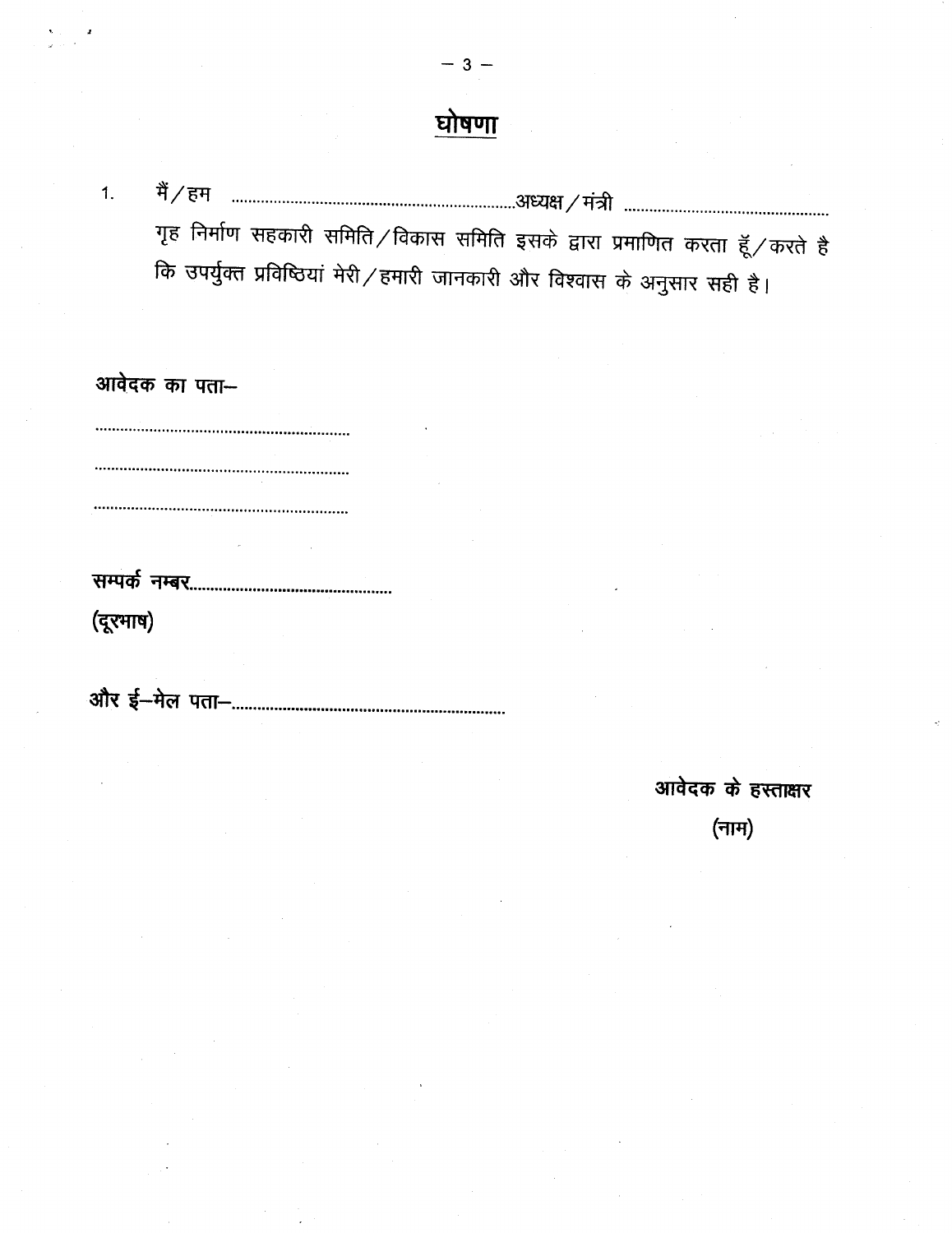## घोषणा

1. मैं / हम ....................................................................अध्यक्ष / मंत्री ..................................................
गृह निर्माण सहकारी समिति / विकास समिति इसके द्वारा प्रमाणित करता हूँ / करते है कि उपर्युक्त प्रविष्ठियां मेरी / हमारी जानकारी और विश्वास के अनुसार सही है।

**आवेदक का पता–**

..............................................................

..............................................................

..............................................................

**सम्पर्क नम्बर.................................................**
**(दूरभाष)**

**और ई–मेल पता–.................................................................**

**आवेदक के हस्ताक्षर**
**(नाम)**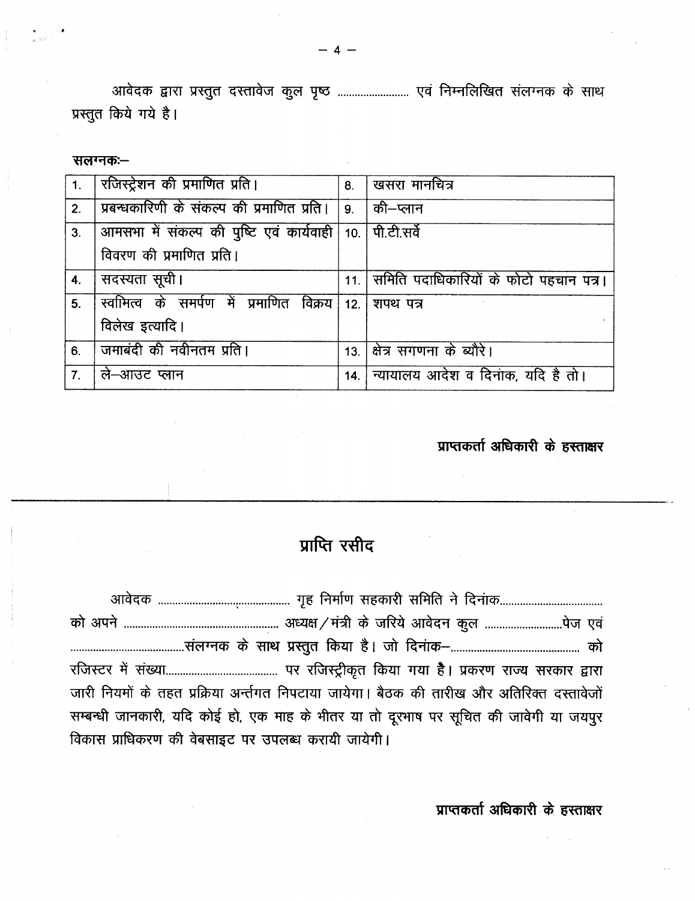आवेदक द्वारा प्रस्तुत दस्तावेज कुल पृष्ठ ........................ एवं निम्नलिखित संलग्नक के साथ प्रस्तुत किये गये है।

**सलग्नकः–**

| 1. | रजिस्ट्रेशन की प्रमाणित प्रति। | 8. | खसरा मानचित्र |
|---|---|---|---|
| 2. | प्रबन्धकारिणी के संकल्प की प्रमाणित प्रति। | 9. | की–प्लान |
| 3. | आमसभा में संकल्प की पुष्टि एवं कार्यवाही विवरण की प्रमाणित प्रति। | 10. | पी.टी.सर्वे |
| 4. | सदस्यता सूची। | 11. | समिति पदाधिकारियों के फोटो पहचान पत्र। |
| 5. | स्वमित्व के समर्पण में प्रमाणित विक्रय विलेख इत्यादि। | 12. | शपथ पत्र |
| 6. | जमाबंदी की नवीनतम प्रति। | 13. | क्षेत्र सगणना के ब्यौरे। |
| 7. | ले–आउट प्लान | 14. | न्यायालय आदेश व दिनांक, यदि है तो। |

**प्राप्तकर्ता अधिकारी के हस्ताक्षर**

---

# प्राप्ति रसीद

आवेदक .............................................. गृह निर्माण सहकारी समिति ने दिनांक.................................. को अपने ..................................................... अध्यक्ष/मंत्री के जरिये आवेदन कुल ..........................पेज एवं ........................................संलग्नक के साथ प्रस्तुत किया है। जो दिनांक–............................................ को रजिस्टर में संख्या...................................... पर रजिस्ट्रीकृत किया गया है। प्रकरण राज्य सरकार द्वारा जारी नियमों के तहत प्रक्रिया अर्न्तगत निपटाया जायेगा। बैठक की तारीख और अतिरिक्त दस्तावेजों सम्बन्धी जानकारी, यदि कोई हो, एक माह के भीतर या तो दूरभाष पर सूचित की जावेगी या जयपुर विकास प्राधिकरण की वेबसाइट पर उपलब्ध करायी जायेगी।

**प्राप्तकर्ता अधिकारी के हस्ताक्षर**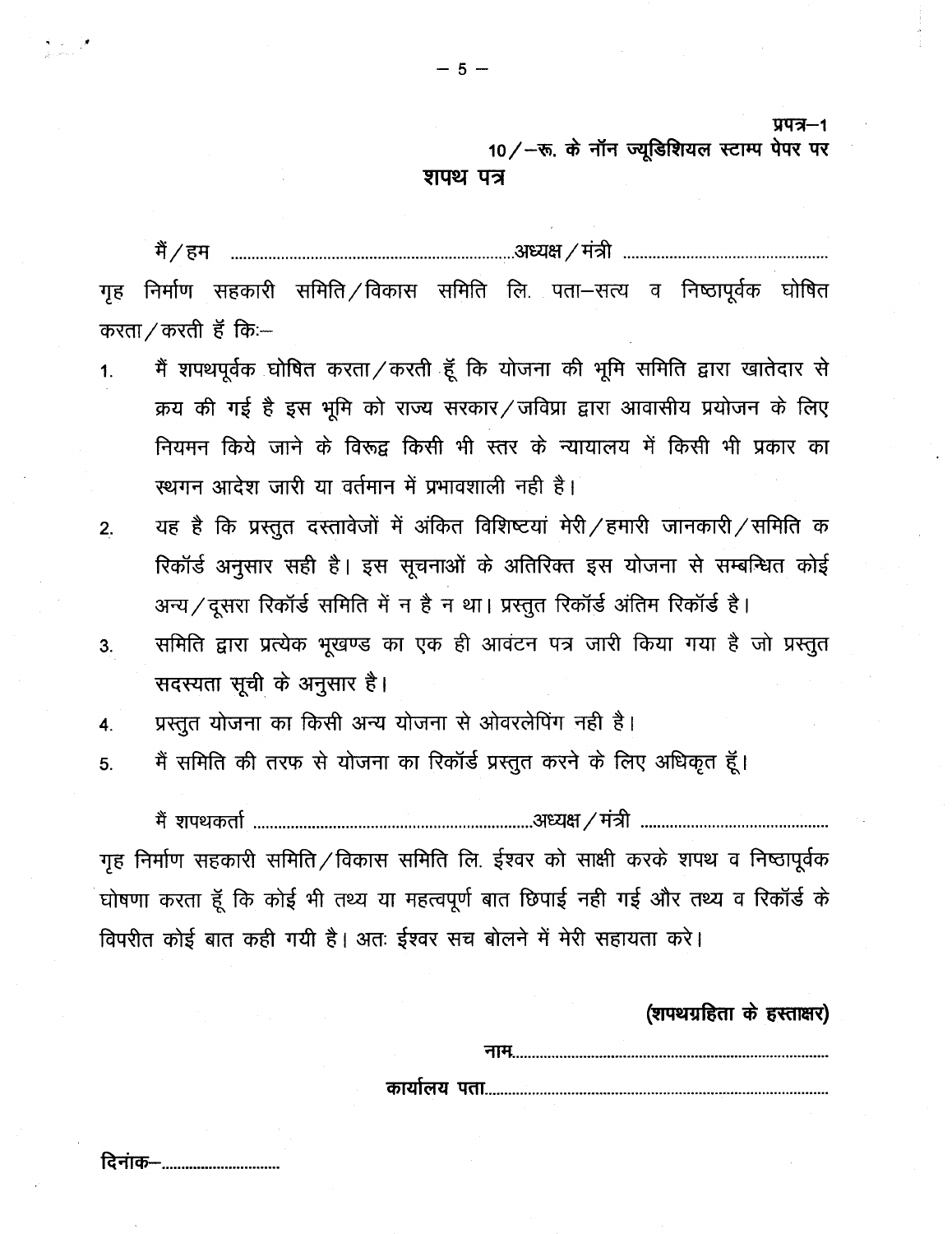प्रपत्र–1

10/–रू. के नॉन ज्यूडिशियल स्टाम्प पेपर पर

# शपथ पत्र

मैं/हम ..................................................................अध्यक्ष/मंत्री ................................................ गृह निर्माण सहकारी समिति/विकास समिति लि. पता–सत्य व निष्ठापूर्वक घोषित करता/करती हूँ कि:–

1. मैं शपथपूर्वक घोषित करता/करती हूँ कि योजना की भूमि समिति द्वारा खातेदार से क्रय की गई है इस भूमि को राज्य सरकार/जविप्रा द्वारा आवासीय प्रयोजन के लिए नियमन किये जाने के विरूद्व किसी भी स्तर के न्यायालय में किसी भी प्रकार का स्थगन आदेश जारी या वर्तमान में प्रभावशाली नही है।
2. यह है कि प्रस्तुत दस्तावेजों में अंकित विशिष्टयां मेरी/हमारी जानकारी/समिति क रिकॉर्ड अनुसार सही है। इस सूचनाओं के अतिरिक्त इस योजना से सम्बन्धित कोई अन्य/दूसरा रिकॉर्ड समिति में न है न था। प्रस्तुत रिकॉर्ड अंतिम रिकॉर्ड है।
3. समिति द्वारा प्रत्येक भूखण्ड का एक ही आवंटन पत्र जारी किया गया है जो प्रस्तुत सदस्यता सूची के अनुसार है।
4. प्रस्तुत योजना का किसी अन्य योजना से ओवरलेपिंग नही है।
5. मैं समिति की तरफ से योजना का रिकॉर्ड प्रस्तुत करने के लिए अधिकृत हूँ।

मैं शपथकर्ता ..................................................................अध्यक्ष/मंत्री ............................................ गृह निर्माण सहकारी समिति/विकास समिति लि. ईश्वर को साक्षी करके शपथ व निष्ठापूर्वक घोषणा करता हूँ कि कोई भी तथ्य या महत्वपूर्ण बात छिपाई नही गई और तथ्य व रिकॉर्ड के विपरीत कोई बात कही गयी है। अतः ईश्वर सच बोलने में मेरी सहायता करे।

**(शपथग्रहिता के हस्ताक्षर)**

**नाम**................................................................................

**कार्यालय पता**......................................................................

**दिनांक**–..............................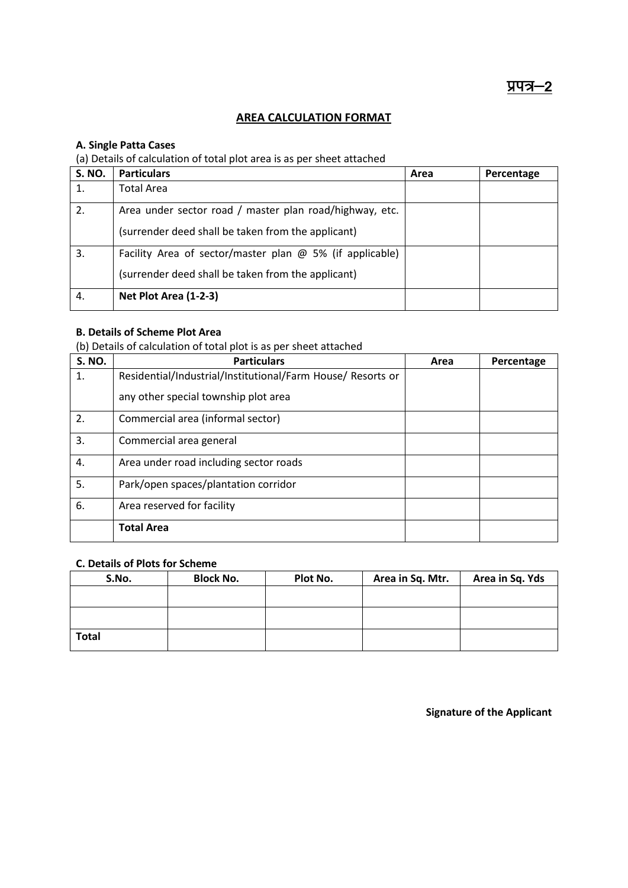प्रपत्र–2

## AREA CALCULATION FORMAT

**A. Single Patta Cases**

(a) Details of calculation of total plot area is as per sheet attached

| S. NO. | Particulars | Area | Percentage |
|---|---|---|---|
| 1. | Total Area | | |
| 2. | Area under sector road / master plan road/highway, etc. (surrender deed shall be taken from the applicant) | | |
| 3. | Facility Area of sector/master plan @ 5% (if applicable) (surrender deed shall be taken from the applicant) | | |
| 4. | **Net Plot Area (1-2-3)** | | |

**B. Details of Scheme Plot Area**

(b) Details of calculation of total plot is as per sheet attached

| S. NO. | Particulars | Area | Percentage |
|---|---|---|---|
| 1. | Residential/Industrial/Institutional/Farm House/ Resorts or any other special township plot area | | |
| 2. | Commercial area (informal sector) | | |
| 3. | Commercial area general | | |
| 4. | Area under road including sector roads | | |
| 5. | Park/open spaces/plantation corridor | | |
| 6. | Area reserved for facility | | |
| | **Total Area** | | |

**C. Details of Plots for Scheme**

| S.No. | Block No. | Plot No. | Area in Sq. Mtr. | Area in Sq. Yds |
|---|---|---|---|---|
| | | | | |
| | | | | |
| **Total** | | | | |

**Signature of the Applicant**